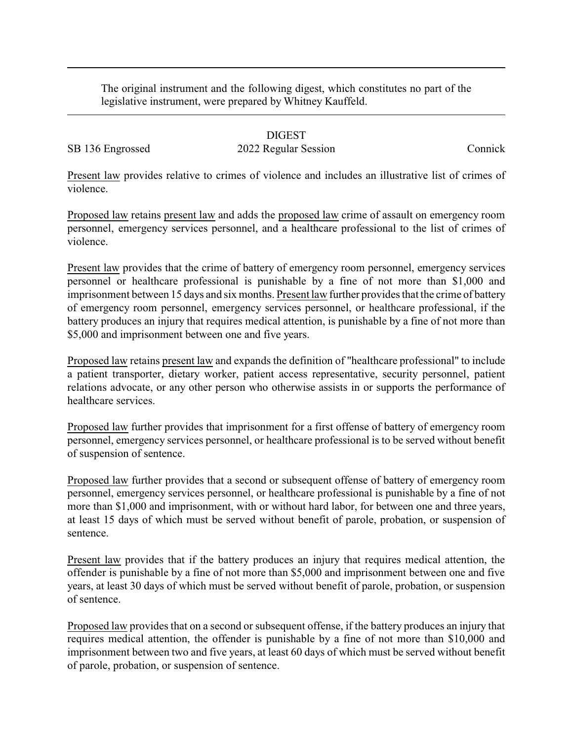The original instrument and the following digest, which constitutes no part of the legislative instrument, were prepared by Whitney Kauffeld.

DIGEST

SB 136 Engrossed 2022 Regular Session Connick

Present law provides relative to crimes of violence and includes an illustrative list of crimes of violence.

Proposed law retains present law and adds the proposed law crime of assault on emergency room personnel, emergency services personnel, and a healthcare professional to the list of crimes of violence.

Present law provides that the crime of battery of emergency room personnel, emergency services personnel or healthcare professional is punishable by a fine of not more than $1,000 and imprisonment between 15 days and six months. Present law further provides that the crime of battery of emergency room personnel, emergency services personnel, or healthcare professional, if the battery produces an injury that requires medical attention, is punishable by a fine of not more than $5,000 and imprisonment between one and five years.

Proposed law retains present law and expands the definition of "healthcare professional" to include a patient transporter, dietary worker, patient access representative, security personnel, patient relations advocate, or any other person who otherwise assists in or supports the performance of healthcare services.

Proposed law further provides that imprisonment for a first offense of battery of emergency room personnel, emergency services personnel, or healthcare professional is to be served without benefit of suspension of sentence.

Proposed law further provides that a second or subsequent offense of battery of emergency room personnel, emergency services personnel, or healthcare professional is punishable by a fine of not more than $1,000 and imprisonment, with or without hard labor, for between one and three years, at least 15 days of which must be served without benefit of parole, probation, or suspension of sentence.

Present law provides that if the battery produces an injury that requires medical attention, the offender is punishable by a fine of not more than $5,000 and imprisonment between one and five years, at least 30 days of which must be served without benefit of parole, probation, or suspension of sentence.

Proposed law provides that on a second or subsequent offense, if the battery produces an injury that requires medical attention, the offender is punishable by a fine of not more than $10,000 and imprisonment between two and five years, at least 60 days of which must be served without benefit of parole, probation, or suspension of sentence.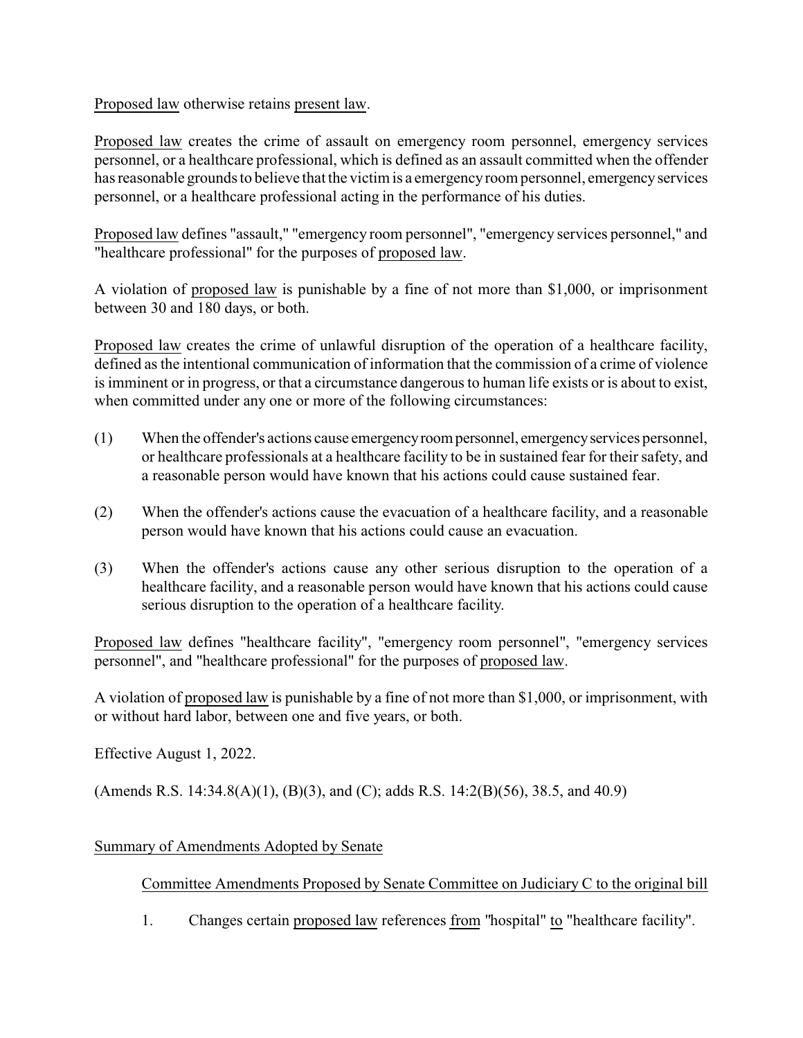Proposed law otherwise retains present law.

Proposed law creates the crime of assault on emergency room personnel, emergency services personnel, or a healthcare professional, which is defined as an assault committed when the offender has reasonable grounds to believe that the victim is a emergency room personnel, emergency services personnel, or a healthcare professional acting in the performance of his duties.

Proposed law defines "assault," "emergency room personnel", "emergency services personnel," and "healthcare professional" for the purposes of proposed law.

A violation of proposed law is punishable by a fine of not more than $1,000, or imprisonment between 30 and 180 days, or both.

Proposed law creates the crime of unlawful disruption of the operation of a healthcare facility, defined as the intentional communication of information that the commission of a crime of violence is imminent or in progress, or that a circumstance dangerous to human life exists or is about to exist, when committed under any one or more of the following circumstances:

(1) When the offender's actions cause emergency room personnel, emergency services personnel, or healthcare professionals at a healthcare facility to be in sustained fear for their safety, and a reasonable person would have known that his actions could cause sustained fear.

(2) When the offender's actions cause the evacuation of a healthcare facility, and a reasonable person would have known that his actions could cause an evacuation.

(3) When the offender's actions cause any other serious disruption to the operation of a healthcare facility, and a reasonable person would have known that his actions could cause serious disruption to the operation of a healthcare facility.

Proposed law defines "healthcare facility", "emergency room personnel", "emergency services personnel", and "healthcare professional" for the purposes of proposed law.

A violation of proposed law is punishable by a fine of not more than $1,000, or imprisonment, with or without hard labor, between one and five years, or both.

Effective August 1, 2022.

(Amends R.S. 14:34.8(A)(1), (B)(3), and (C); adds R.S. 14:2(B)(56), 38.5, and 40.9)

Summary of Amendments Adopted by Senate

Committee Amendments Proposed by Senate Committee on Judiciary C to the original bill

1. Changes certain proposed law references from "hospital" to "healthcare facility".